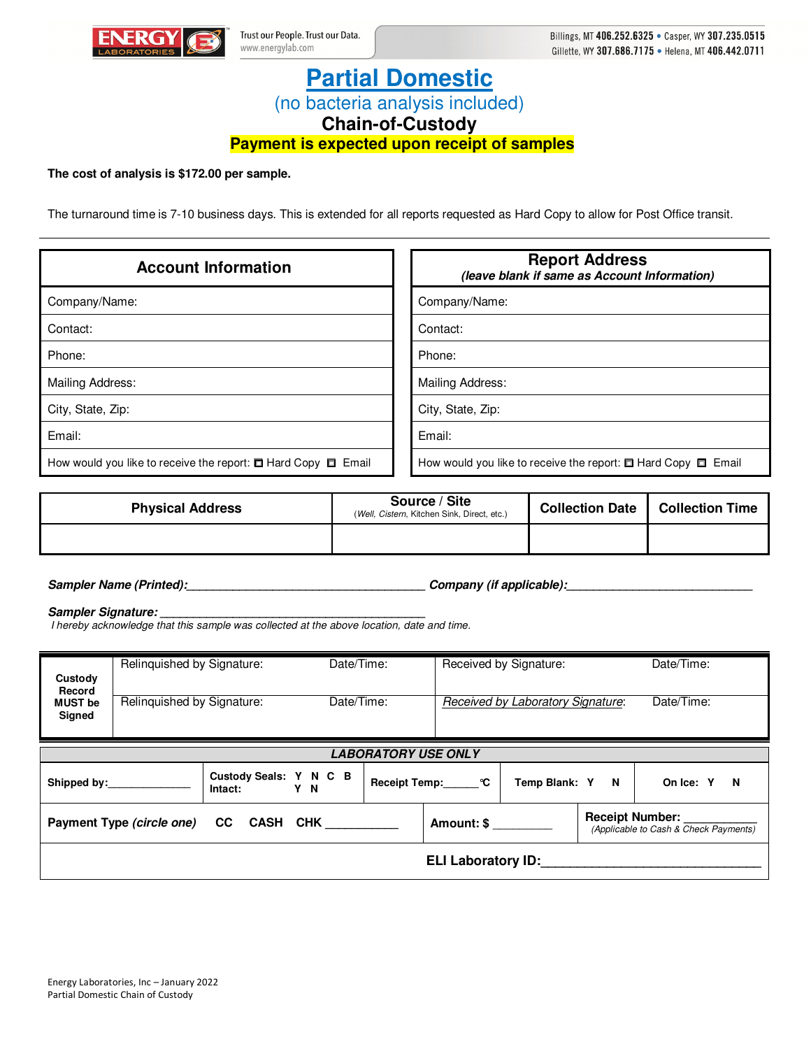ENERGY LABORATORIES

Trust our People. Trust our Data.
www.energylab.com

Billings, MT **406.252.6325** • Casper, WY **307.235.0515**
Gillette, WY **307.686.7175** • Helena, MT **406.442.0711**

# Partial Domestic

## (no bacteria analysis included)

## Chain-of-Custody

**Payment is expected upon receipt of samples**

**The cost of analysis is $172.00 per sample.**

The turnaround time is 7-10 business days. This is extended for all reports requested as Hard Copy to allow for Post Office transit.

| Account Information | Report Address *(leave blank if same as Account Information)* |
|---|---|
| Company/Name: | Company/Name: |
| Contact: | Contact: |
| Phone: | Phone: |
| Mailing Address: | Mailing Address: |
| City, State, Zip: | City, State, Zip: |
| Email: | Email: |
| How would you like to receive the report: ☐ Hard Copy ☐ Email | How would you like to receive the report: ☐ Hard Copy ☐ Email |

| Physical Address | Source / Site (*Well, Cistern*, Kitchen Sink, Direct, etc.) | Collection Date | Collection Time |
|---|---|---|---|
| | | | |

***Sampler Name (Printed):*** ___________________________________ ***Company (if applicable):*** ___________________________

***Sampler Signature:*** ________________________________________
*I hereby acknowledge that this sample was collected at the above location, date and time.*

| | | | | |
|---|---|---|---|---|
| **Custody Record MUST be Signed** | Relinquished by Signature: | Date/Time: | Received by Signature: | Date/Time: |
| | Relinquished by Signature: | Date/Time: | *Received by Laboratory Signature*: | Date/Time: |

***LABORATORY USE ONLY***

| | | | | |
|---|---|---|---|---|
| **Shipped by:**______________ | **Custody Seals: Y N C B** **Intact: Y N** | **Receipt Temp:**______°C | **Temp Blank: Y N** | **On Ice: Y N** |

| | | |
|---|---|---|
| **Payment Type** ***(circle one)*** CC CASH CHK ___________ | **Amount: $** _________ | **Receipt Number:** ___________ *(Applicable to Cash & Check Payments)* |

**ELI Laboratory ID:**_______________________________

Energy Laboratories, Inc – January 2022
Partial Domestic Chain of Custody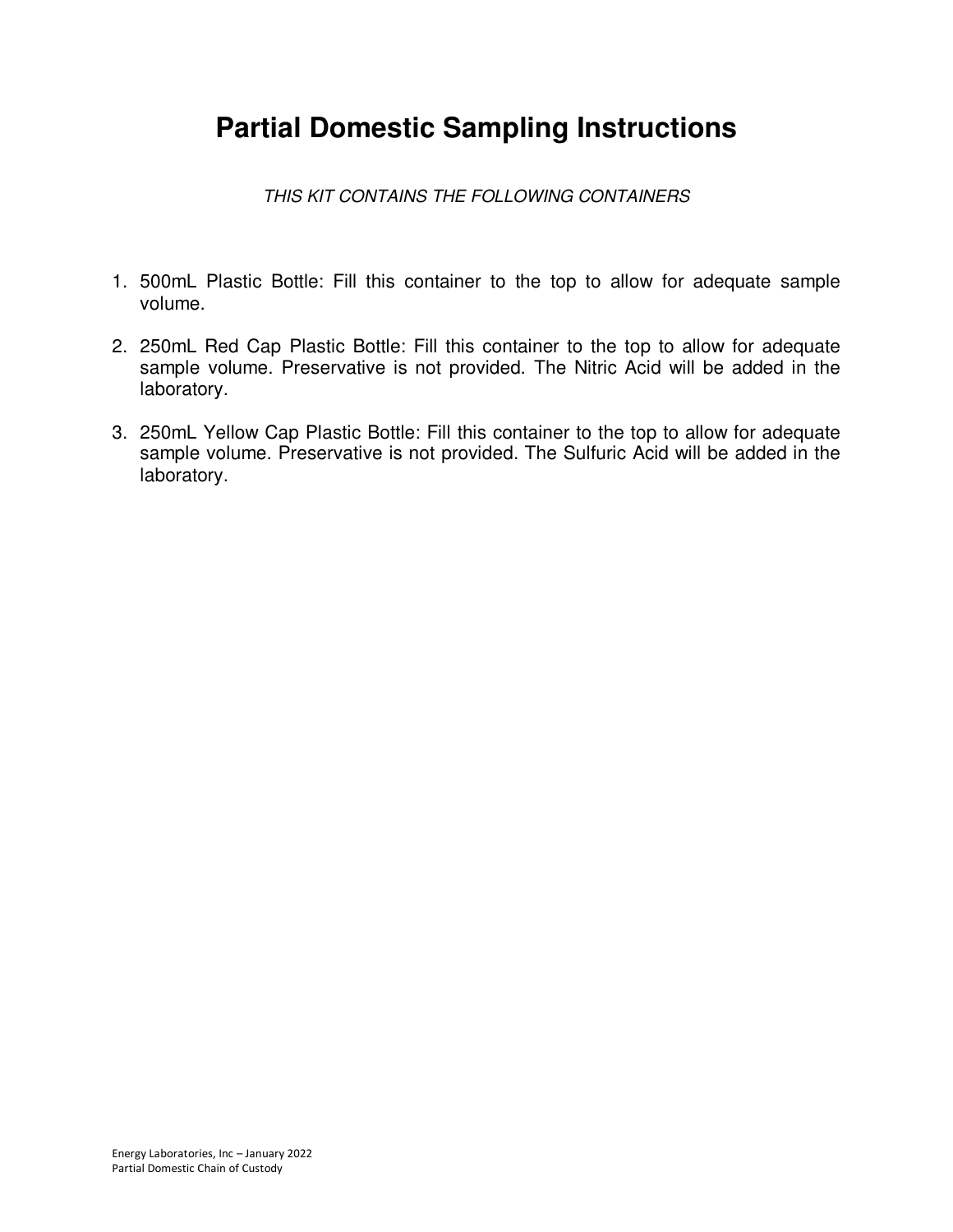# Partial Domestic Sampling Instructions

*THIS KIT CONTAINS THE FOLLOWING CONTAINERS*

1. 500mL Plastic Bottle: Fill this container to the top to allow for adequate sample volume.

2. 250mL Red Cap Plastic Bottle: Fill this container to the top to allow for adequate sample volume. Preservative is not provided. The Nitric Acid will be added in the laboratory.

3. 250mL Yellow Cap Plastic Bottle: Fill this container to the top to allow for adequate sample volume. Preservative is not provided. The Sulfuric Acid will be added in the laboratory.

Energy Laboratories, Inc – January 2022
Partial Domestic Chain of Custody